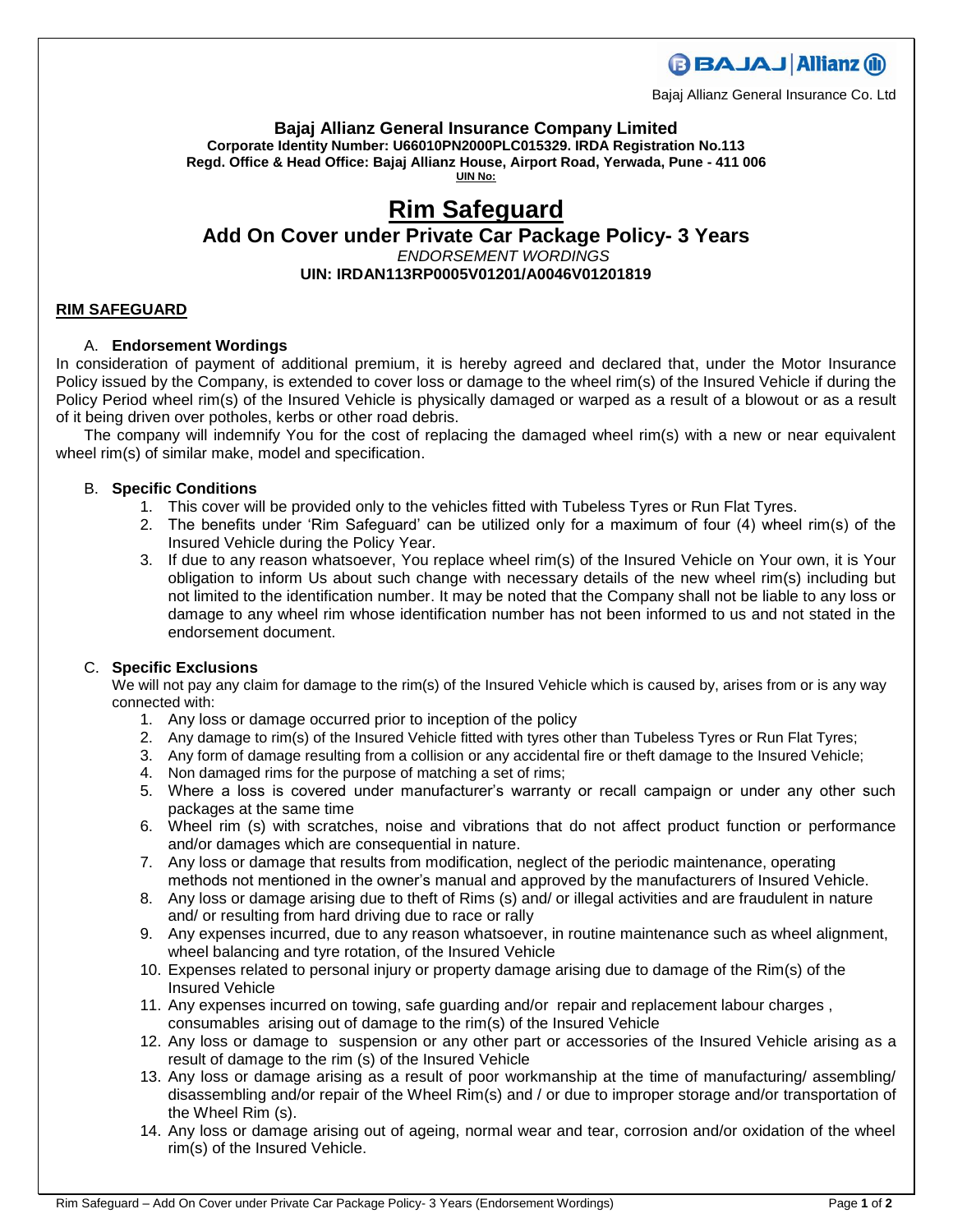Bajaj Allianz General Insurance Co. Ltd

**Bajaj Allianz General Insurance Company Limited**
**Corporate Identity Number: U66010PN2000PLC015329. IRDA Registration No.113**
**Regd. Office & Head Office: Bajaj Allianz House, Airport Road, Yerwada, Pune - 411 006**
**UIN No:**

# Rim Safeguard

## Add On Cover under Private Car Package Policy- 3 Years

*ENDORSEMENT WORDINGS*

**UIN: IRDAN113RP0005V01201/A0046V01201819**

### RIM SAFEGUARD

A. **Endorsement Wordings**

In consideration of payment of additional premium, it is hereby agreed and declared that, under the Motor Insurance Policy issued by the Company, is extended to cover loss or damage to the wheel rim(s) of the Insured Vehicle if during the Policy Period wheel rim(s) of the Insured Vehicle is physically damaged or warped as a result of a blowout or as a result of it being driven over potholes, kerbs or other road debris.

The company will indemnify You for the cost of replacing the damaged wheel rim(s) with a new or near equivalent wheel rim(s) of similar make, model and specification.

B. **Specific Conditions**

1. This cover will be provided only to the vehicles fitted with Tubeless Tyres or Run Flat Tyres.
2. The benefits under 'Rim Safeguard' can be utilized only for a maximum of four (4) wheel rim(s) of the Insured Vehicle during the Policy Year.
3. If due to any reason whatsoever, You replace wheel rim(s) of the Insured Vehicle on Your own, it is Your obligation to inform Us about such change with necessary details of the new wheel rim(s) including but not limited to the identification number. It may be noted that the Company shall not be liable to any loss or damage to any wheel rim whose identification number has not been informed to us and not stated in the endorsement document.

C. **Specific Exclusions**

We will not pay any claim for damage to the rim(s) of the Insured Vehicle which is caused by, arises from or is any way connected with:

1. Any loss or damage occurred prior to inception of the policy
2. Any damage to rim(s) of the Insured Vehicle fitted with tyres other than Tubeless Tyres or Run Flat Tyres;
3. Any form of damage resulting from a collision or any accidental fire or theft damage to the Insured Vehicle;
4. Non damaged rims for the purpose of matching a set of rims;
5. Where a loss is covered under manufacturer's warranty or recall campaign or under any other such packages at the same time
6. Wheel rim (s) with scratches, noise and vibrations that do not affect product function or performance and/or damages which are consequential in nature.
7. Any loss or damage that results from modification, neglect of the periodic maintenance, operating methods not mentioned in the owner's manual and approved by the manufacturers of Insured Vehicle.
8. Any loss or damage arising due to theft of Rims (s) and/ or illegal activities and are fraudulent in nature and/ or resulting from hard driving due to race or rally
9. Any expenses incurred, due to any reason whatsoever, in routine maintenance such as wheel alignment, wheel balancing and tyre rotation, of the Insured Vehicle
10. Expenses related to personal injury or property damage arising due to damage of the Rim(s) of the Insured Vehicle
11. Any expenses incurred on towing, safe guarding and/or repair and replacement labour charges , consumables arising out of damage to the rim(s) of the Insured Vehicle
12. Any loss or damage to suspension or any other part or accessories of the Insured Vehicle arising as a result of damage to the rim (s) of the Insured Vehicle
13. Any loss or damage arising as a result of poor workmanship at the time of manufacturing/ assembling/ disassembling and/or repair of the Wheel Rim(s) and / or due to improper storage and/or transportation of the Wheel Rim (s).
14. Any loss or damage arising out of ageing, normal wear and tear, corrosion and/or oxidation of the wheel rim(s) of the Insured Vehicle.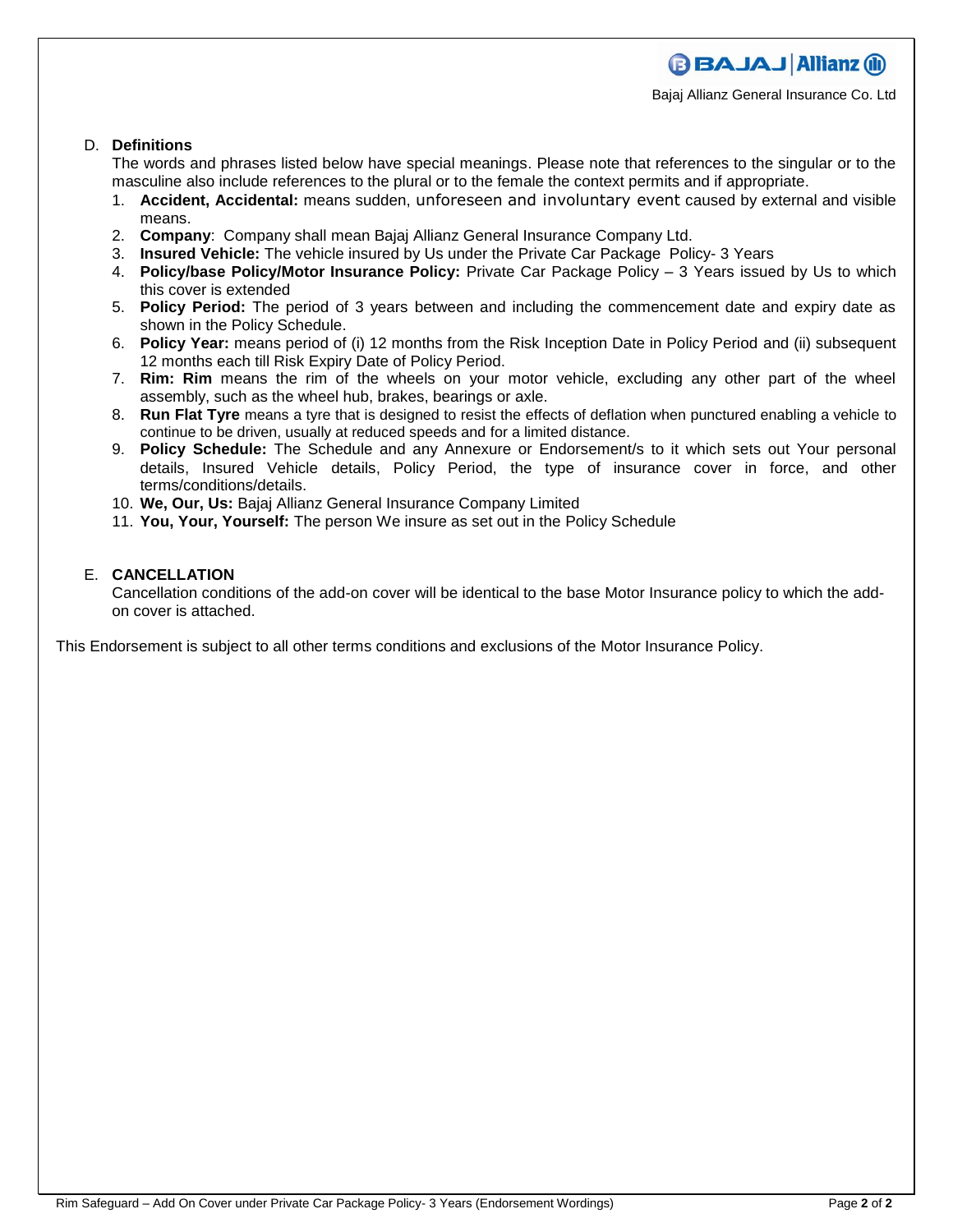D. **Definitions**

The words and phrases listed below have special meanings. Please note that references to the singular or to the masculine also include references to the plural or to the female the context permits and if appropriate.

1. **Accident, Accidental:** means sudden, unforeseen and involuntary event caused by external and visible means.
2. **Company**: Company shall mean Bajaj Allianz General Insurance Company Ltd.
3. **Insured Vehicle:** The vehicle insured by Us under the Private Car Package Policy- 3 Years
4. **Policy/base Policy/Motor Insurance Policy:** Private Car Package Policy – 3 Years issued by Us to which this cover is extended
5. **Policy Period:** The period of 3 years between and including the commencement date and expiry date as shown in the Policy Schedule.
6. **Policy Year:** means period of (i) 12 months from the Risk Inception Date in Policy Period and (ii) subsequent 12 months each till Risk Expiry Date of Policy Period.
7. **Rim: Rim** means the rim of the wheels on your motor vehicle, excluding any other part of the wheel assembly, such as the wheel hub, brakes, bearings or axle.
8. **Run Flat Tyre** means a tyre that is designed to resist the effects of deflation when punctured enabling a vehicle to continue to be driven, usually at reduced speeds and for a limited distance.
9. **Policy Schedule:** The Schedule and any Annexure or Endorsement/s to it which sets out Your personal details, Insured Vehicle details, Policy Period, the type of insurance cover in force, and other terms/conditions/details.
10. **We, Our, Us:** Bajaj Allianz General Insurance Company Limited
11. **You, Your, Yourself:** The person We insure as set out in the Policy Schedule

E. **CANCELLATION**

Cancellation conditions of the add-on cover will be identical to the base Motor Insurance policy to which the add-on cover is attached.

This Endorsement is subject to all other terms conditions and exclusions of the Motor Insurance Policy.